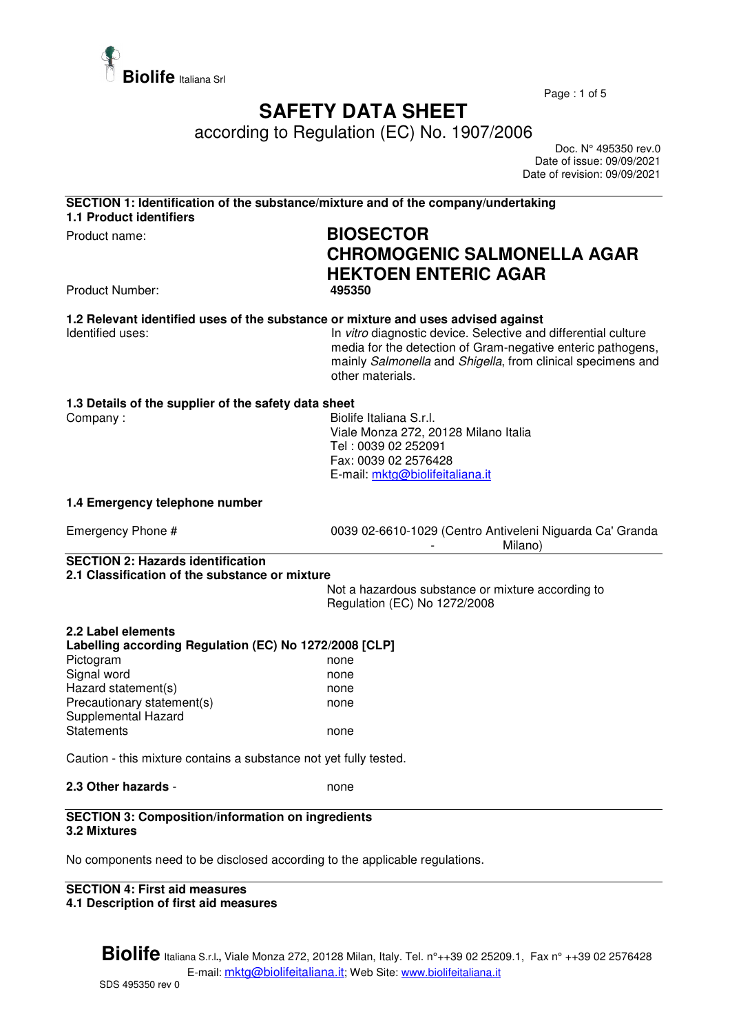# SAFETY DATA SHEET

according to Regulation (EC) No. 1907/2006

Doc. N° 495350 rev.0
Date of issue: 09/09/2021
Date of revision: 09/09/2021

## SECTION 1: Identification of the substance/mixture and of the company/undertaking

### 1.1 Product identifiers

Product name: **BIOSECTOR CHROMOGENIC SALMONELLA AGAR HEKTOEN ENTERIC AGAR**

Product Number: **495350**

### 1.2 Relevant identified uses of the substance or mixture and uses advised against

Identified uses: In *vitro* diagnostic device. Selective and differential culture media for the detection of Gram-negative enteric pathogens, mainly *Salmonella* and *Shigella*, from clinical specimens and other materials.

### 1.3 Details of the supplier of the safety data sheet

Company : Biolife Italiana S.r.l.
Viale Monza 272, 20128 Milano Italia
Tel : 0039 02 252091
Fax: 0039 02 2576428
E-mail: mktg@biolifeitaliana.it

### 1.4 Emergency telephone number

Emergency Phone # 0039 02-6610-1029 (Centro Antiveleni Niguarda Ca' Granda - Milano)

## SECTION 2: Hazards identification

### 2.1 Classification of the substance or mixture

Not a hazardous substance or mixture according to Regulation (EC) No 1272/2008

### 2.2 Label elements

**Labelling according Regulation (EC) No 1272/2008 [CLP]**

| | |
|---|---|
| Pictogram | none |
| Signal word | none |
| Hazard statement(s) | none |
| Precautionary statement(s) | none |
| Supplemental Hazard Statements | none |

Caution - this mixture contains a substance not yet fully tested.

**2.3 Other hazards** - none

## SECTION 3: Composition/information on ingredients

### 3.2 Mixtures

No components need to be disclosed according to the applicable regulations.

## SECTION 4: First aid measures

### 4.1 Description of first aid measures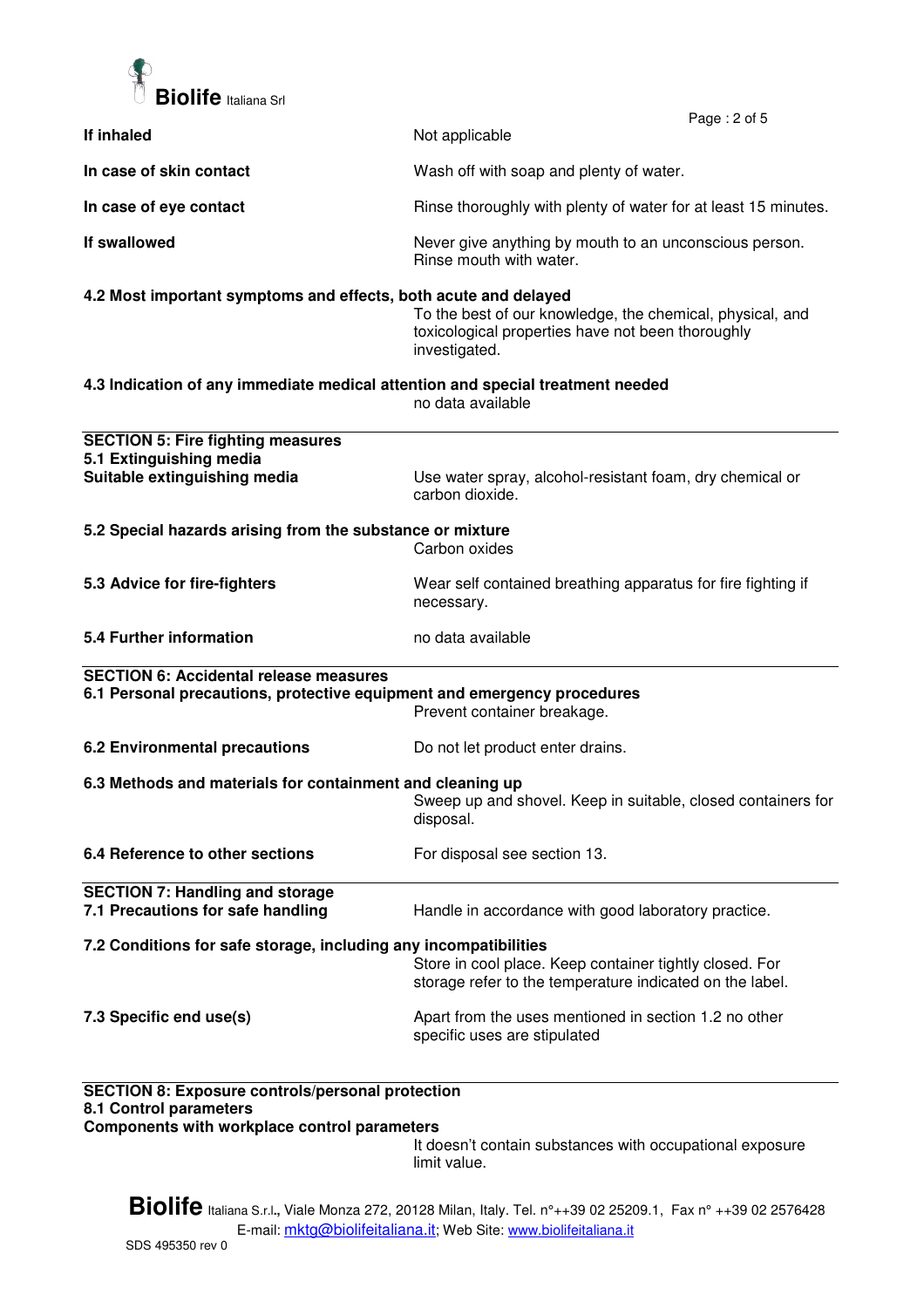**If inhaled** Not applicable

**In case of skin contact** Wash off with soap and plenty of water.

**In case of eye contact** Rinse thoroughly with plenty of water for at least 15 minutes.

**If swallowed** Never give anything by mouth to an unconscious person. Rinse mouth with water.

**4.2 Most important symptoms and effects, both acute and delayed**

To the best of our knowledge, the chemical, physical, and toxicological properties have not been thoroughly investigated.

**4.3 Indication of any immediate medical attention and special treatment needed**

no data available

## SECTION 5: Fire fighting measures

**5.1 Extinguishing media**

**Suitable extinguishing media** Use water spray, alcohol-resistant foam, dry chemical or carbon dioxide.

**5.2 Special hazards arising from the substance or mixture**

Carbon oxides

**5.3 Advice for fire-fighters** Wear self contained breathing apparatus for fire fighting if necessary.

**5.4 Further information** no data available

## SECTION 6: Accidental release measures

**6.1 Personal precautions, protective equipment and emergency procedures**

Prevent container breakage.

**6.2 Environmental precautions** Do not let product enter drains.

**6.3 Methods and materials for containment and cleaning up**

Sweep up and shovel. Keep in suitable, closed containers for disposal.

**6.4 Reference to other sections** For disposal see section 13.

## SECTION 7: Handling and storage

**7.1 Precautions for safe handling** Handle in accordance with good laboratory practice.

**7.2 Conditions for safe storage, including any incompatibilities**

Store in cool place. Keep container tightly closed. For storage refer to the temperature indicated on the label.

**7.3 Specific end use(s)** Apart from the uses mentioned in section 1.2 no other specific uses are stipulated

## SECTION 8: Exposure controls/personal protection

**8.1 Control parameters**

**Components with workplace control parameters**

It doesn't contain substances with occupational exposure limit value.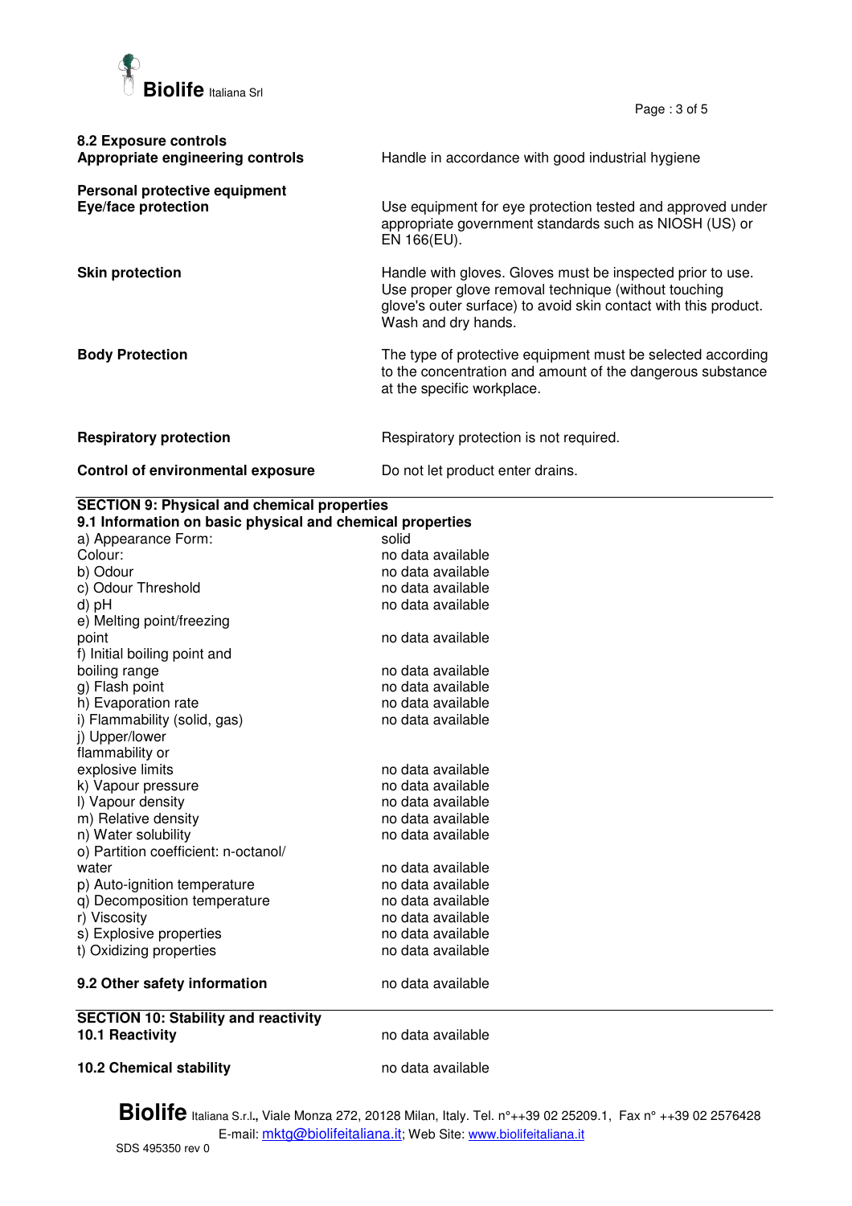**8.2 Exposure controls**

**Appropriate engineering controls** — Handle in accordance with good industrial hygiene

**Personal protective equipment**

**Eye/face protection** — Use equipment for eye protection tested and approved under appropriate government standards such as NIOSH (US) or EN 166(EU).

**Skin protection** — Handle with gloves. Gloves must be inspected prior to use. Use proper glove removal technique (without touching glove's outer surface) to avoid skin contact with this product. Wash and dry hands.

**Body Protection** — The type of protective equipment must be selected according to the concentration and amount of the dangerous substance at the specific workplace.

**Respiratory protection** — Respiratory protection is not required.

**Control of environmental exposure** — Do not let product enter drains.

## SECTION 9: Physical and chemical properties

**9.1 Information on basic physical and chemical properties**

| Property | Value |
|---|---|
| a) Appearance Form: | solid |
| Colour: | no data available |
| b) Odour | no data available |
| c) Odour Threshold | no data available |
| d) pH | no data available |
| e) Melting point/freezing point | no data available |
| f) Initial boiling point and boiling range | no data available |
| g) Flash point | no data available |
| h) Evaporation rate | no data available |
| i) Flammability (solid, gas) | no data available |
| j) Upper/lower flammability or explosive limits | no data available |
| k) Vapour pressure | no data available |
| l) Vapour density | no data available |
| m) Relative density | no data available |
| n) Water solubility | no data available |
| o) Partition coefficient: n-octanol/ water | no data available |
| p) Auto-ignition temperature | no data available |
| q) Decomposition temperature | no data available |
| r) Viscosity | no data available |
| s) Explosive properties | no data available |
| t) Oxidizing properties | no data available |

**9.2 Other safety information** — no data available

## SECTION 10: Stability and reactivity

**10.1 Reactivity** — no data available

**10.2 Chemical stability** — no data available

**Biolife** Italiana S.r.l., Viale Monza 272, 20128 Milan, Italy. Tel. n°++39 02 25209.1, Fax n° ++39 02 2576428
E-mail: mktg@biolifeitaliana.it; Web Site: www.biolifeitaliana.it

SDS 495350 rev 0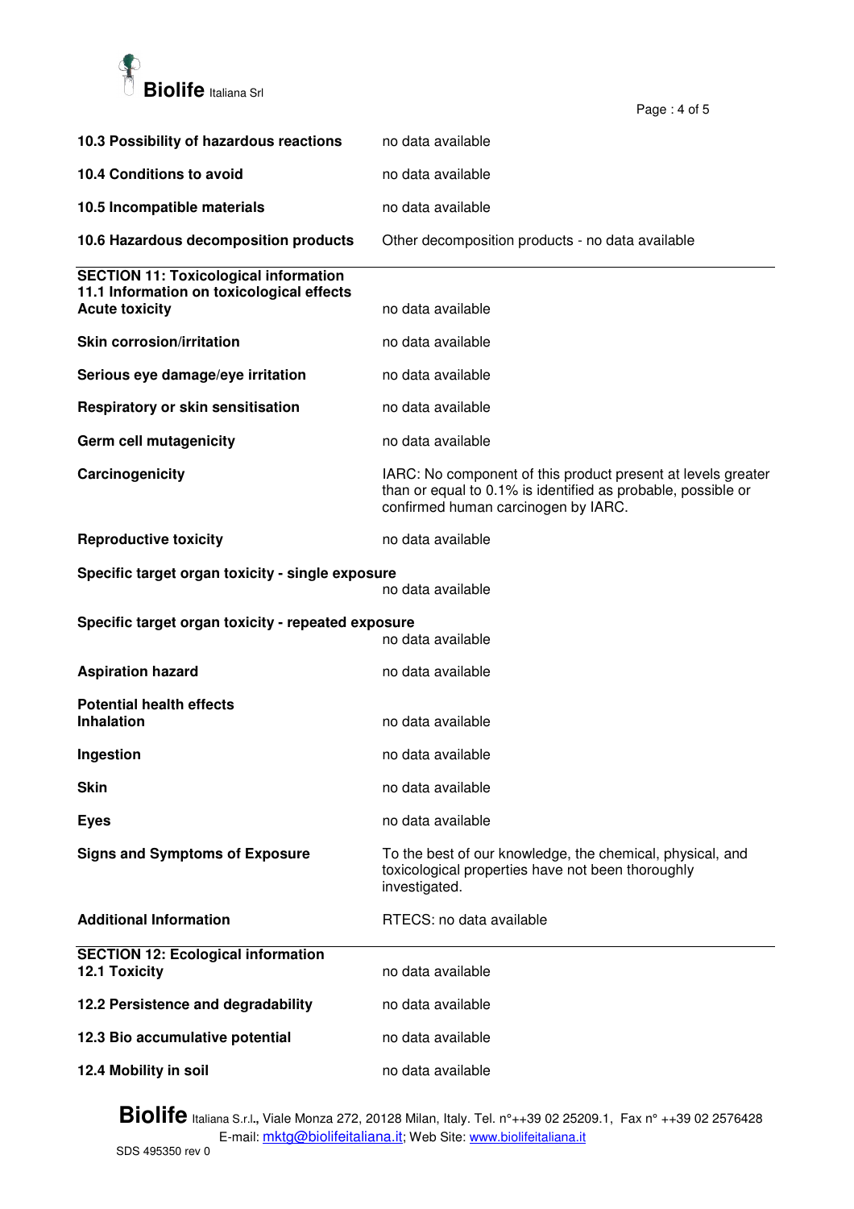**10.3 Possibility of hazardous reactions** no data available

**10.4 Conditions to avoid** no data available

**10.5 Incompatible materials** no data available

**10.6 Hazardous decomposition products** Other decomposition products - no data available

## SECTION 11: Toxicological information

### 11.1 Information on toxicological effects

**Acute toxicity** no data available

**Skin corrosion/irritation** no data available

**Serious eye damage/eye irritation** no data available

**Respiratory or skin sensitisation** no data available

**Germ cell mutagenicity** no data available

**Carcinogenicity** IARC: No component of this product present at levels greater than or equal to 0.1% is identified as probable, possible or confirmed human carcinogen by IARC.

**Reproductive toxicity** no data available

**Specific target organ toxicity - single exposure**
no data available

**Specific target organ toxicity - repeated exposure**
no data available

**Aspiration hazard** no data available

**Potential health effects**

**Inhalation** no data available

**Ingestion** no data available

**Skin** no data available

**Eyes** no data available

**Signs and Symptoms of Exposure** To the best of our knowledge, the chemical, physical, and toxicological properties have not been thoroughly investigated.

**Additional Information** RTECS: no data available

## SECTION 12: Ecological information

**12.1 Toxicity** no data available

**12.2 Persistence and degradability** no data available

**12.3 Bio accumulative potential** no data available

**12.4 Mobility in soil** no data available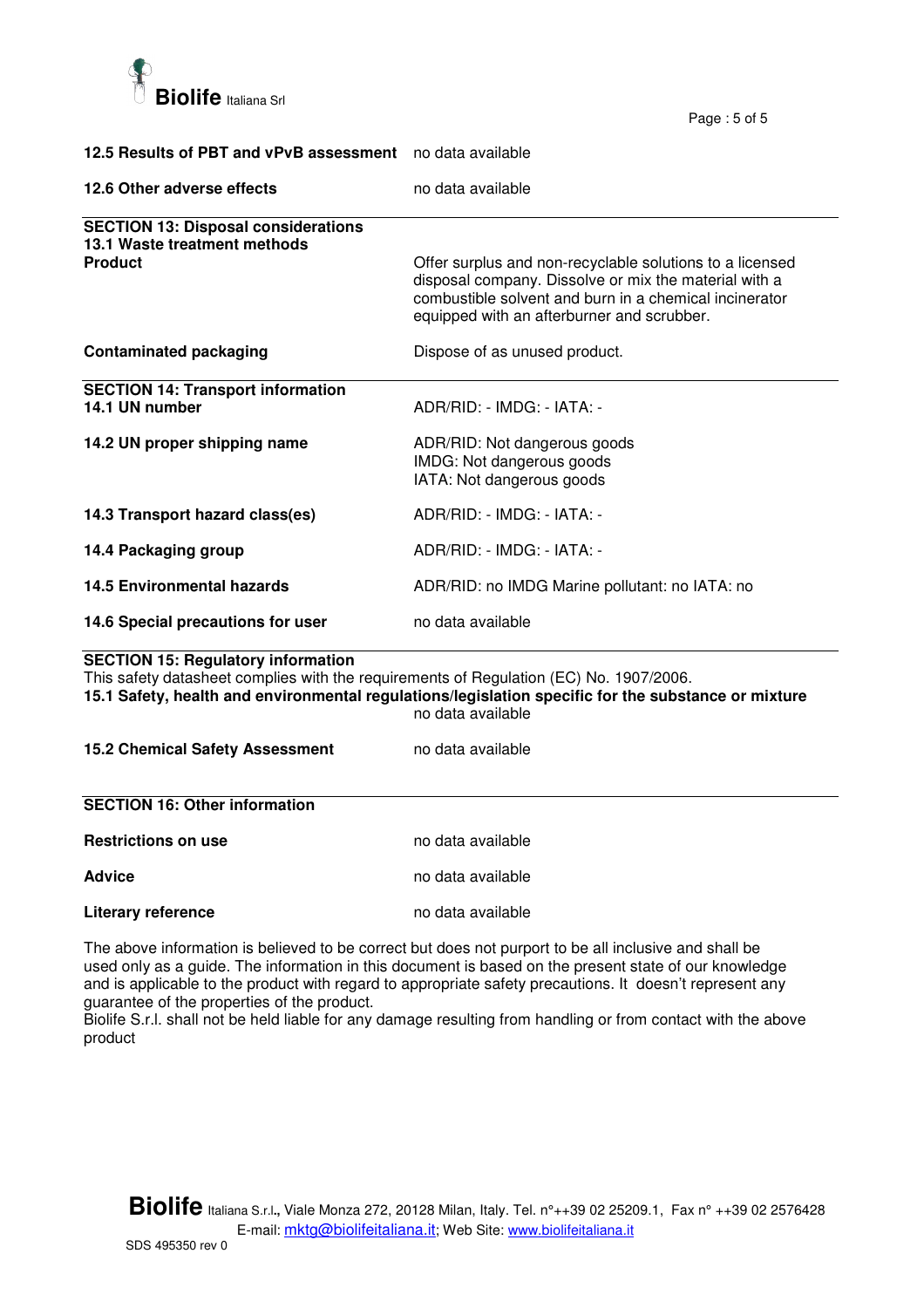| | |
|---|---|
| **12.5 Results of PBT and vPvB assessment** | no data available |
| **12.6 Other adverse effects** | no data available |

## SECTION 13: Disposal considerations

### 13.1 Waste treatment methods

| | |
|---|---|
| **Product** | Offer surplus and non-recyclable solutions to a licensed disposal company. Dissolve or mix the material with a combustible solvent and burn in a chemical incinerator equipped with an afterburner and scrubber. |
| **Contaminated packaging** | Dispose of as unused product. |

## SECTION 14: Transport information

| | |
|---|---|
| **14.1 UN number** | ADR/RID: - IMDG: - IATA: - |
| **14.2 UN proper shipping name** | ADR/RID: Not dangerous goods<br>IMDG: Not dangerous goods<br>IATA: Not dangerous goods |
| **14.3 Transport hazard class(es)** | ADR/RID: - IMDG: - IATA: - |
| **14.4 Packaging group** | ADR/RID: - IMDG: - IATA: - |
| **14.5 Environmental hazards** | ADR/RID: no IMDG Marine pollutant: no IATA: no |
| **14.6 Special precautions for user** | no data available |

## SECTION 15: Regulatory information

This safety datasheet complies with the requirements of Regulation (EC) No. 1907/2006.

**15.1 Safety, health and environmental regulations/legislation specific for the substance or mixture**

no data available

| | |
|---|---|
| **15.2 Chemical Safety Assessment** | no data available |

## SECTION 16: Other information

| | |
|---|---|
| **Restrictions on use** | no data available |
| **Advice** | no data available |
| **Literary reference** | no data available |

The above information is believed to be correct but does not purport to be all inclusive and shall be used only as a guide. The information in this document is based on the present state of our knowledge and is applicable to the product with regard to appropriate safety precautions. It doesn't represent any guarantee of the properties of the product.

Biolife S.r.l. shall not be held liable for any damage resulting from handling or from contact with the above product

**Biolife** Italiana S.r.l.**,** Viale Monza 272, 20128 Milan, Italy. Tel. n°++39 02 25209.1, Fax n° ++39 02 2576428
E-mail: mktg@biolifeitaliana.it; Web Site: www.biolifeitaliana.it

SDS 495350 rev 0